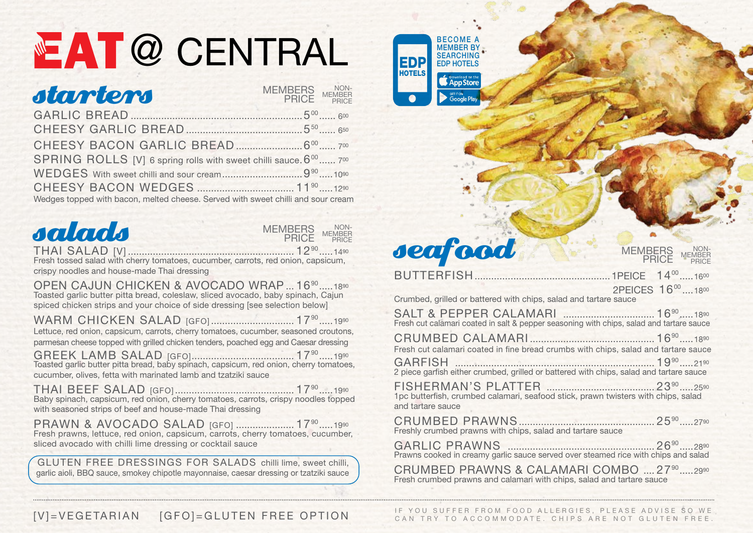# EAT @ CENTRAL

## starters

| Item | MEMBERS PRICE | NON-MEMBER PRICE |
| --- | --- | --- |
| GARLIC BREAD | 5.00 | 6.00 |
| CHEESY GARLIC BREAD | 5.50 | 6.50 |
| CHEESY BACON GARLIC BREAD | 6.00 | 7.00 |
| SPRING ROLLS [V] 6 spring rolls with sweet chilli sauce | 6.00 | 7.00 |
| WEDGES With sweet chilli and sour cream | 9.90 | 10.90 |
| CHEESY BACON WEDGES | 11.90 | 12.90 |

Wedges topped with bacon, melted cheese. Served with sweet chilli and sour cream

## salads

| Item | MEMBERS PRICE | NON-MEMBER PRICE |
| --- | --- | --- |
| THAI SALAD [V] | 12.90 | 14.90 |
| OPEN CAJUN CHICKEN & AVOCADO WRAP | 16.90 | 18.90 |
| WARM CHICKEN SALAD [GFO] | 17.90 | 19.90 |
| GREEK LAMB SALAD [GFO] | 17.90 | 19.90 |
| THAI BEEF SALAD [GFO] | 17.90 | 19.90 |
| PRAWN & AVOCADO SALAD [GFO] | 17.90 | 19.90 |

**THAI SALAD [V]** – Fresh tossed salad with cherry tomatoes, cucumber, carrots, red onion, capsicum, crispy noodles and house-made Thai dressing

**OPEN CAJUN CHICKEN & AVOCADO WRAP** – Toasted garlic butter pitta bread, coleslaw, sliced avocado, baby spinach, Cajun spiced chicken strips and your choice of side dressing [see selection below]

**WARM CHICKEN SALAD [GFO]** – Lettuce, red onion, capsicum, carrots, cherry tomatoes, cucumber, seasoned croutons, parmesan cheese topped with grilled chicken tenders, poached egg and Caesar dressing

**GREEK LAMB SALAD [GFO]** – Toasted garlic butter pitta bread, baby spinach, capsicum, red onion, cherry tomatoes, cucumber, olives, fetta with marinated lamb and tzatziki sauce

**THAI BEEF SALAD [GFO]** – Baby spinach, capsicum, red onion, cherry tomatoes, carrots, crispy noodles topped with seasoned strips of beef and house-made Thai dressing

**PRAWN & AVOCADO SALAD [GFO]** – Fresh prawns, lettuce, red onion, capsicum, carrots, cherry tomatoes, cucumber, sliced avocado with chilli lime dressing or cocktail sauce

**GLUTEN FREE DRESSINGS FOR SALADS** chilli lime, sweet chilli, garlic aioli, BBQ sauce, smokey chipotle mayonnaise, caesar dressing or tzatziki sauce

BECOME A MEMBER BY SEARCHING EDP HOTELS

Download on the App Store | GET IT ON Google Play

## seafood

| Item | MEMBERS PRICE | NON-MEMBER PRICE |
| --- | --- | --- |
| BUTTERFISH 1PEICE | 14.00 | 16.00 |
| BUTTERFISH 2PEICES | 16.00 | 18.00 |
| SALT & PEPPER CALAMARI | 16.90 | 18.90 |
| CRUMBED CALAMARI | 16.90 | 18.90 |
| GARFISH | 19.90 | 21.90 |
| FISHERMAN'S PLATTER | 23.90 | 25.90 |
| CRUMBED PRAWNS | 25.90 | 27.90 |
| GARLIC PRAWNS | 26.90 | 28.90 |
| CRUMBED PRAWNS & CALAMARI COMBO | 27.90 | 29.90 |

**BUTTERFISH** – Crumbed, grilled or battered with chips, salad and tartare sauce

**SALT & PEPPER CALAMARI** – Fresh cut calamari coated in salt & pepper seasoning with chips, salad and tartare sauce

**CRUMBED CALAMARI** – Fresh cut calamari coated in fine bread crumbs with chips, salad and tartare sauce

**GARFISH** – 2 piece garfish either crumbed, grilled or battered with chips, salad and tartare sauce

**FISHERMAN'S PLATTER** – 1pc butterfish, crumbed calamari, seafood stick, prawn twisters with chips, salad and tartare sauce

**CRUMBED PRAWNS** – Freshly crumbed prawns with chips, salad and tartare sauce

**GARLIC PRAWNS** – Prawns cooked in creamy garlic sauce served over steamed rice with chips and salad

**CRUMBED PRAWNS & CALAMARI COMBO** – Fresh crumbed prawns and calamari with chips, salad and tartare sauce

[V]=VEGETARIAN [GFO]=GLUTEN FREE OPTION

IF YOU SUFFER FROM FOOD ALLERGIES, PLEASE ADVISE SO WE CAN TRY TO ACCOMMODATE. CHIPS ARE NOT GLUTEN FREE.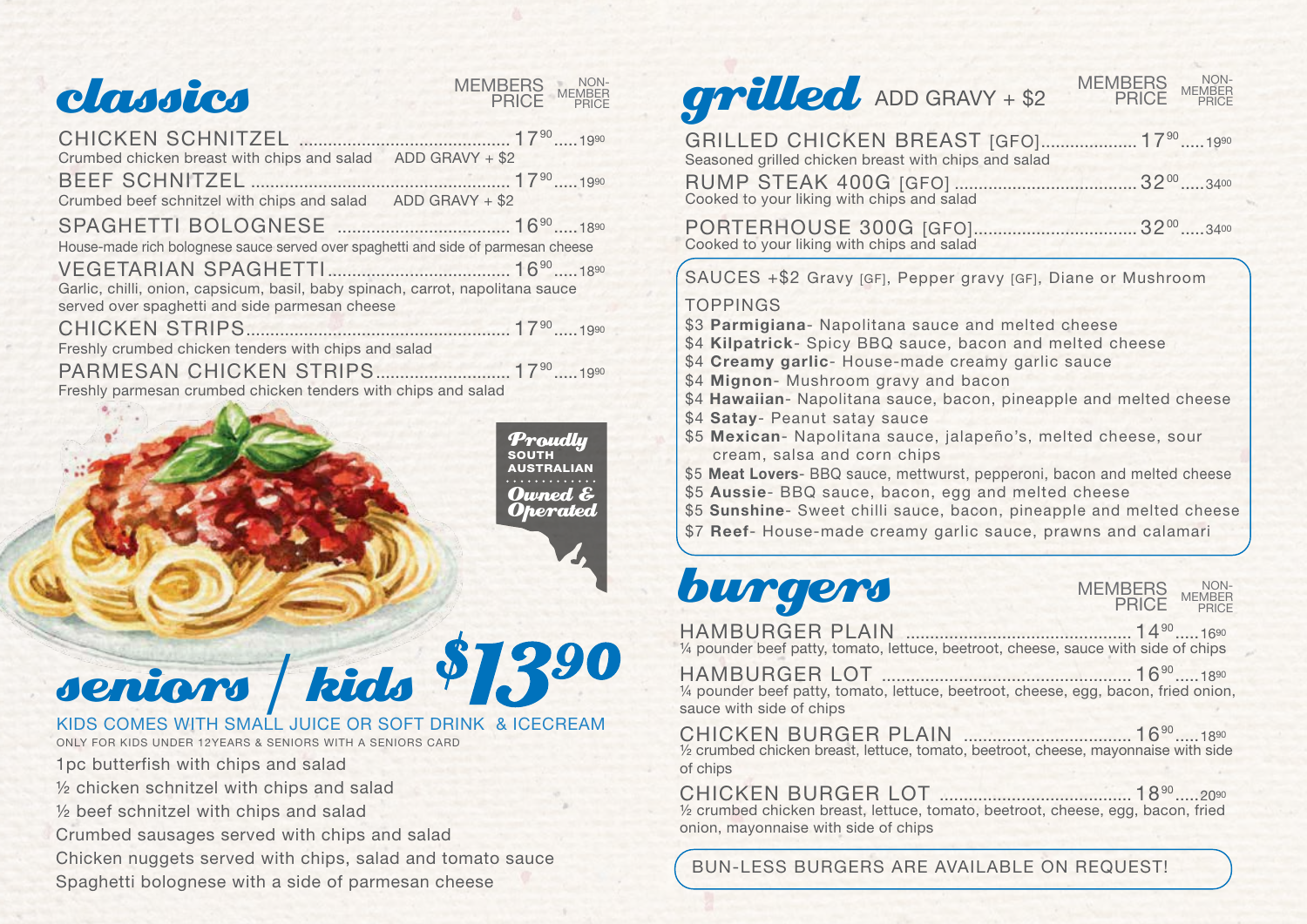# classics

| | MEMBERS PRICE | NON-MEMBER PRICE |
|---|---|---|
| **CHICKEN SCHNITZEL**<br>Crumbed chicken breast with chips and salad ADD GRAVY + $2 | 17.90 | 19.90 |
| **BEEF SCHNITZEL**<br>Crumbed beef schnitzel with chips and salad ADD GRAVY + $2 | 17.90 | 19.90 |
| **SPAGHETTI BOLOGNESE**<br>House-made rich bolognese sauce served over spaghetti and side of parmesan cheese | 16.90 | 18.90 |
| **VEGETARIAN SPAGHETTI**<br>Garlic, chilli, onion, capsicum, basil, baby spinach, carrot, napolitana sauce served over spaghetti and side parmesan cheese | 16.90 | 18.90 |
| **CHICKEN STRIPS**<br>Freshly crumbed chicken tenders with chips and salad | 17.90 | 19.90 |
| **PARMESAN CHICKEN STRIPS**<br>Freshly parmesan crumbed chicken tenders with chips and salad | 17.90 | 19.90 |

Proudly SOUTH AUSTRALIAN Owned & Operated

# seniors / kids $13.90

KIDS COMES WITH SMALL JUICE OR SOFT DRINK & ICECREAM

ONLY FOR KIDS UNDER 12YEARS & SENIORS WITH A SENIORS CARD

- 1pc butterfish with chips and salad
- ½ chicken schnitzel with chips and salad
- ½ beef schnitzel with chips and salad
- Crumbed sausages served with chips and salad
- Chicken nuggets served with chips, salad and tomato sauce
- Spaghetti bolognese with a side of parmesan cheese

# grilled

ADD GRAVY + $2

| | MEMBERS PRICE | NON-MEMBER PRICE |
|---|---|---|
| **GRILLED CHICKEN BREAST** [GFO]<br>Seasoned grilled chicken breast with chips and salad | 17.90 | 19.90 |
| **RUMP STEAK 400G** [GFO]<br>Cooked to your liking with chips and salad | 32.00 | 34.00 |
| **PORTERHOUSE 300G** [GFO]<br>Cooked to your liking with chips and salad | 32.00 | 34.00 |

SAUCES +$2 Gravy [GF], Pepper gravy [GF], Diane or Mushroom

TOPPINGS

- $3 **Parmigiana**- Napolitana sauce and melted cheese
- $4 **Kilpatrick**- Spicy BBQ sauce, bacon and melted cheese
- $4 **Creamy garlic**- House-made creamy garlic sauce
- $4 **Mignon**- Mushroom gravy and bacon
- $4 **Hawaiian**- Napolitana sauce, bacon, pineapple and melted cheese
- $4 **Satay**- Peanut satay sauce
- $5 **Mexican**- Napolitana sauce, jalapeño's, melted cheese, sour cream, salsa and corn chips
- $5 **Meat Lovers**- BBQ sauce, mettwurst, pepperoni, bacon and melted cheese
- $5 **Aussie**- BBQ sauce, bacon, egg and melted cheese
- $5 **Sunshine**- Sweet chilli sauce, bacon, pineapple and melted cheese
- $7 **Reef**- House-made creamy garlic sauce, prawns and calamari

# burgers

| | MEMBERS PRICE | NON-MEMBER PRICE |
|---|---|---|
| **HAMBURGER PLAIN**<br>¼ pounder beef patty, tomato, lettuce, beetroot, cheese, sauce with side of chips | 14.90 | 16.90 |
| **HAMBURGER LOT**<br>¼ pounder beef patty, tomato, lettuce, beetroot, cheese, egg, bacon, fried onion, sauce with side of chips | 16.90 | 18.90 |
| **CHICKEN BURGER PLAIN**<br>½ crumbed chicken breast, lettuce, tomato, beetroot, cheese, mayonnaise with side of chips | 16.90 | 18.90 |
| **CHICKEN BURGER LOT**<br>½ crumbed chicken breast, lettuce, tomato, beetroot, cheese, egg, bacon, fried onion, mayonnaise with side of chips | 18.90 | 20.90 |

BUN-LESS BURGERS ARE AVAILABLE ON REQUEST!